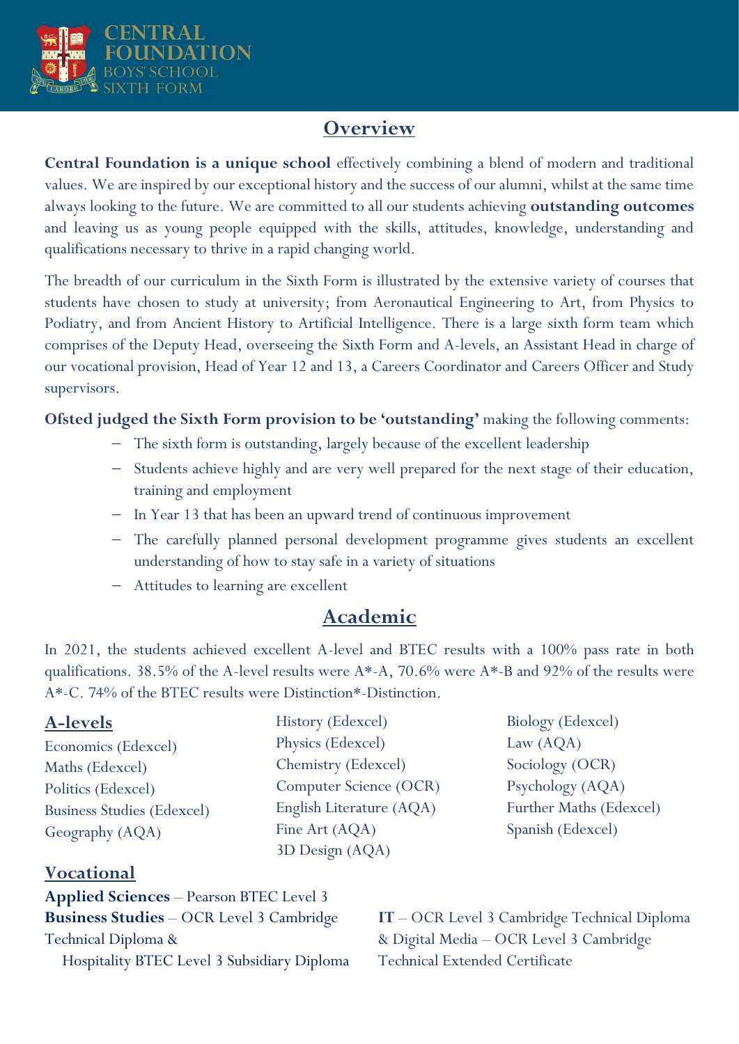CENTRAL FOUNDATION BOYS' SCHOOL SIXTH FORM

## Overview

**Central Foundation is a unique school** effectively combining a blend of modern and traditional values. We are inspired by our exceptional history and the success of our alumni, whilst at the same time always looking to the future. We are committed to all our students achieving **outstanding outcomes** and leaving us as young people equipped with the skills, attitudes, knowledge, understanding and qualifications necessary to thrive in a rapid changing world.

The breadth of our curriculum in the Sixth Form is illustrated by the extensive variety of courses that students have chosen to study at university; from Aeronautical Engineering to Art, from Physics to Podiatry, and from Ancient History to Artificial Intelligence. There is a large sixth form team which comprises of the Deputy Head, overseeing the Sixth Form and A-levels, an Assistant Head in charge of our vocational provision, Head of Year 12 and 13, a Careers Coordinator and Careers Officer and Study supervisors.

**Ofsted judged the Sixth Form provision to be 'outstanding'** making the following comments:

- The sixth form is outstanding, largely because of the excellent leadership
- Students achieve highly and are very well prepared for the next stage of their education, training and employment
- In Year 13 that has been an upward trend of continuous improvement
- The carefully planned personal development programme gives students an excellent understanding of how to stay safe in a variety of situations
- Attitudes to learning are excellent

## Academic

In 2021, the students achieved excellent A-level and BTEC results with a 100% pass rate in both qualifications. 38.5% of the A-level results were A*-A, 70.6% were A*-B and 92% of the results were A*-C. 74% of the BTEC results were Distinction*-Distinction.

### A-levels

Economics (Edexcel)
Maths (Edexcel)
Politics (Edexcel)
Business Studies (Edexcel)
Geography (AQA)
History (Edexcel)
Physics (Edexcel)
Chemistry (Edexcel)
Computer Science (OCR)
English Literature (AQA)
Fine Art (AQA)
3D Design (AQA)
Biology (Edexcel)
Law (AQA)
Sociology (OCR)
Psychology (AQA)
Further Maths (Edexcel)
Spanish (Edexcel)

### Vocational

**Applied Sciences** – Pearson BTEC Level 3

**Business Studies** – OCR Level 3 Cambridge Technical Diploma &
Hospitality BTEC Level 3 Subsidiary Diploma

**IT** – OCR Level 3 Cambridge Technical Diploma & Digital Media – OCR Level 3 Cambridge Technical Extended Certificate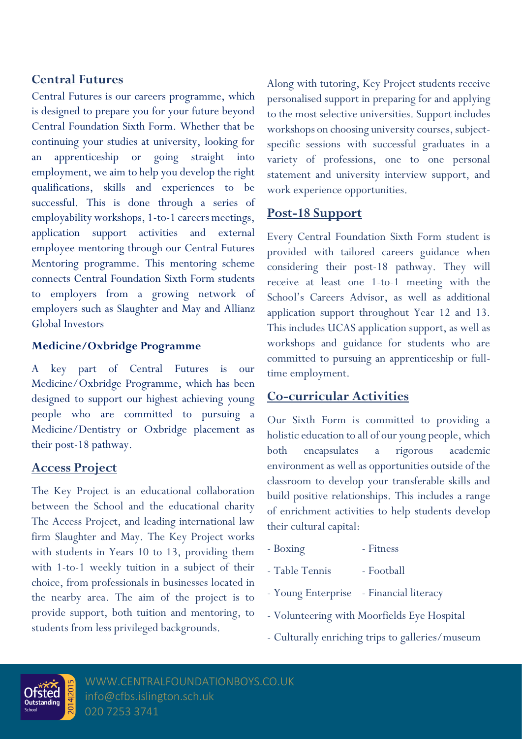## Central Futures

Central Futures is our careers programme, which is designed to prepare you for your future beyond Central Foundation Sixth Form. Whether that be continuing your studies at university, looking for an apprenticeship or going straight into employment, we aim to help you develop the right qualifications, skills and experiences to be successful. This is done through a series of employability workshops, 1-to-1 careers meetings, application support activities and external employee mentoring through our Central Futures Mentoring programme. This mentoring scheme connects Central Foundation Sixth Form students to employers from a growing network of employers such as Slaughter and May and Allianz Global Investors

### Medicine/Oxbridge Programme

A key part of Central Futures is our Medicine/Oxbridge Programme, which has been designed to support our highest achieving young people who are committed to pursuing a Medicine/Dentistry or Oxbridge placement as their post-18 pathway.

## Access Project

The Key Project is an educational collaboration between the School and the educational charity The Access Project, and leading international law firm Slaughter and May. The Key Project works with students in Years 10 to 13, providing them with 1-to-1 weekly tuition in a subject of their choice, from professionals in businesses located in the nearby area. The aim of the project is to provide support, both tuition and mentoring, to students from less privileged backgrounds.

Along with tutoring, Key Project students receive personalised support in preparing for and applying to the most selective universities. Support includes workshops on choosing university courses, subject-specific sessions with successful graduates in a variety of professions, one to one personal statement and university interview support, and work experience opportunities.

## Post-18 Support

Every Central Foundation Sixth Form student is provided with tailored careers guidance when considering their post-18 pathway. They will receive at least one 1-to-1 meeting with the School's Careers Advisor, as well as additional application support throughout Year 12 and 13. This includes UCAS application support, as well as workshops and guidance for students who are committed to pursuing an apprenticeship or full-time employment.

## Co-curricular Activities

Our Sixth Form is committed to providing a holistic education to all of our young people, which both encapsulates a rigorous academic environment as well as opportunities outside of the classroom to develop your transferable skills and build positive relationships. This includes a range of enrichment activities to help students develop their cultural capital:

- Boxing
- Fitness
- Table Tennis
- Football
- Young Enterprise
- Financial literacy
- Volunteering with Moorfields Eye Hospital
- Culturally enriching trips to galleries/museum

WWW.CENTRALFOUNDATIONBOYS.CO.UK
info@cfbs.islington.sch.uk
020 7253 3741